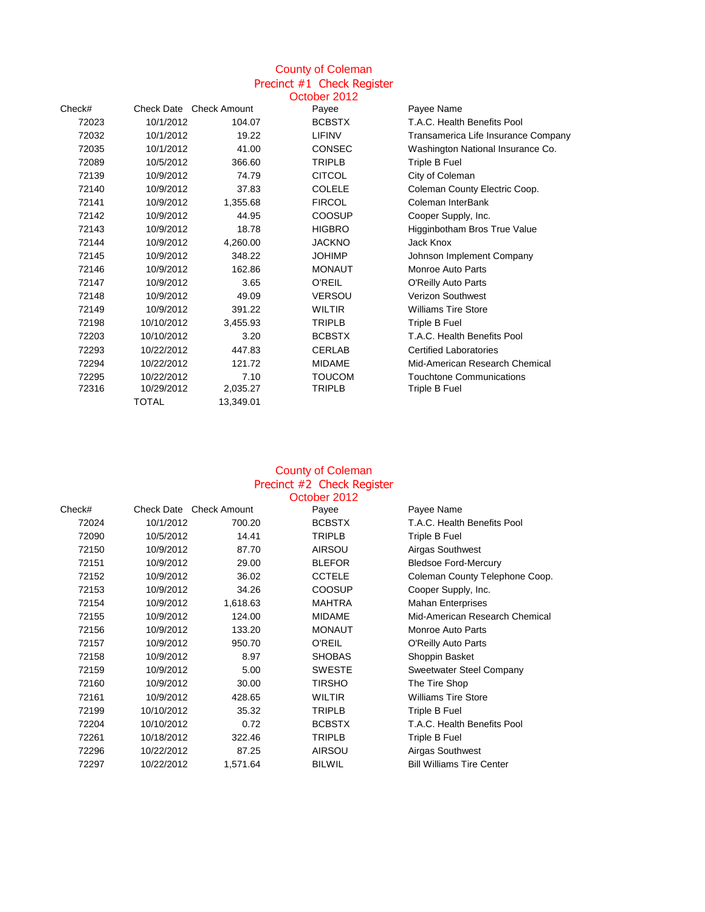# County of Coleman
## Precinct #1 Check Register
## October 2012

| Check# | Check Date | Check Amount | Payee | Payee Name |
|---|---|---|---|---|
| 72023 | 10/1/2012 | 104.07 | BCBSTX | T.A.C. Health Benefits Pool |
| 72032 | 10/1/2012 | 19.22 | LIFINV | Transamerica Life Insurance Company |
| 72035 | 10/1/2012 | 41.00 | CONSEC | Washington National Insurance Co. |
| 72089 | 10/5/2012 | 366.60 | TRIPLB | Triple B Fuel |
| 72139 | 10/9/2012 | 74.79 | CITCOL | City of Coleman |
| 72140 | 10/9/2012 | 37.83 | COLELE | Coleman County Electric Coop. |
| 72141 | 10/9/2012 | 1,355.68 | FIRCOL | Coleman InterBank |
| 72142 | 10/9/2012 | 44.95 | COOSUP | Cooper Supply, Inc. |
| 72143 | 10/9/2012 | 18.78 | HIGBRO | Higginbotham Bros True Value |
| 72144 | 10/9/2012 | 4,260.00 | JACKNO | Jack Knox |
| 72145 | 10/9/2012 | 348.22 | JOHIMP | Johnson Implement Company |
| 72146 | 10/9/2012 | 162.86 | MONAUT | Monroe Auto Parts |
| 72147 | 10/9/2012 | 3.65 | O'REIL | O'Reilly Auto Parts |
| 72148 | 10/9/2012 | 49.09 | VERSOU | Verizon Southwest |
| 72149 | 10/9/2012 | 391.22 | WILTIR | Williams Tire Store |
| 72198 | 10/10/2012 | 3,455.93 | TRIPLB | Triple B Fuel |
| 72203 | 10/10/2012 | 3.20 | BCBSTX | T.A.C. Health Benefits Pool |
| 72293 | 10/22/2012 | 447.83 | CERLAB | Certified Laboratories |
| 72294 | 10/22/2012 | 121.72 | MIDAME | Mid-American Research Chemical |
| 72295 | 10/22/2012 | 7.10 | TOUCOM | Touchtone Communications |
| 72316 | 10/29/2012 | 2,035.27 | TRIPLB | Triple B Fuel |
| | TOTAL | 13,349.01 | | |

# County of Coleman
## Precinct #2 Check Register
## October 2012

| Check# | Check Date | Check Amount | Payee | Payee Name |
|---|---|---|---|---|
| 72024 | 10/1/2012 | 700.20 | BCBSTX | T.A.C. Health Benefits Pool |
| 72090 | 10/5/2012 | 14.41 | TRIPLB | Triple B Fuel |
| 72150 | 10/9/2012 | 87.70 | AIRSOU | Airgas Southwest |
| 72151 | 10/9/2012 | 29.00 | BLEFOR | Bledsoe Ford-Mercury |
| 72152 | 10/9/2012 | 36.02 | CCTELE | Coleman County Telephone Coop. |
| 72153 | 10/9/2012 | 34.26 | COOSUP | Cooper Supply, Inc. |
| 72154 | 10/9/2012 | 1,618.63 | MAHTRA | Mahan Enterprises |
| 72155 | 10/9/2012 | 124.00 | MIDAME | Mid-American Research Chemical |
| 72156 | 10/9/2012 | 133.20 | MONAUT | Monroe Auto Parts |
| 72157 | 10/9/2012 | 950.70 | O'REIL | O'Reilly Auto Parts |
| 72158 | 10/9/2012 | 8.97 | SHOBAS | Shoppin Basket |
| 72159 | 10/9/2012 | 5.00 | SWESTE | Sweetwater Steel Company |
| 72160 | 10/9/2012 | 30.00 | TIRSHO | The Tire Shop |
| 72161 | 10/9/2012 | 428.65 | WILTIR | Williams Tire Store |
| 72199 | 10/10/2012 | 35.32 | TRIPLB | Triple B Fuel |
| 72204 | 10/10/2012 | 0.72 | BCBSTX | T.A.C. Health Benefits Pool |
| 72261 | 10/18/2012 | 322.46 | TRIPLB | Triple B Fuel |
| 72296 | 10/22/2012 | 87.25 | AIRSOU | Airgas Southwest |
| 72297 | 10/22/2012 | 1,571.64 | BILWIL | Bill Williams Tire Center |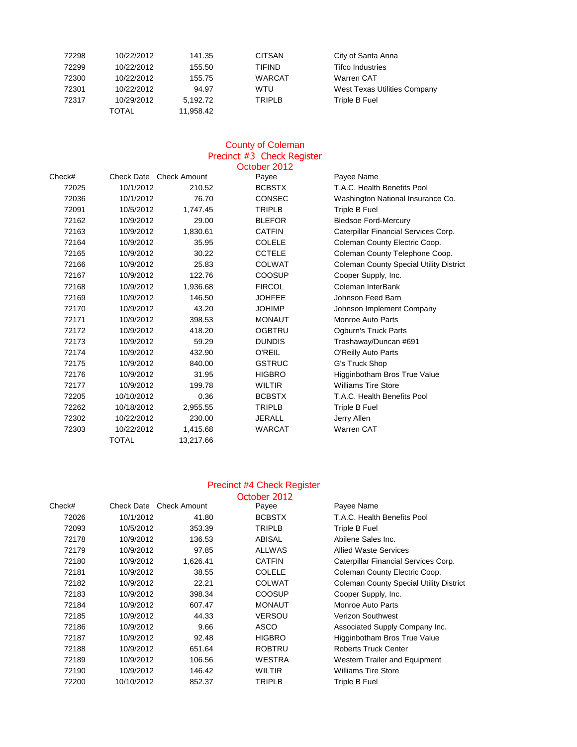| | | | | |
|---|---|---|---|---|
| 72298 | 10/22/2012 | 141.35 | CITSAN | City of Santa Anna |
| 72299 | 10/22/2012 | 155.50 | TIFIND | Tifco Industries |
| 72300 | 10/22/2012 | 155.75 | WARCAT | Warren CAT |
| 72301 | 10/22/2012 | 94.97 | WTU | West Texas Utilities Company |
| 72317 | 10/29/2012 | 5,192.72 | TRIPLB | Triple B Fuel |
| | TOTAL | 11,958.42 | | |

## County of Coleman
## Precinct #3 Check Register
## October 2012

| Check# | Check Date | Check Amount | Payee | Payee Name |
|---|---|---|---|---|
| 72025 | 10/1/2012 | 210.52 | BCBSTX | T.A.C. Health Benefits Pool |
| 72036 | 10/1/2012 | 76.70 | CONSEC | Washington National Insurance Co. |
| 72091 | 10/5/2012 | 1,747.45 | TRIPLB | Triple B Fuel |
| 72162 | 10/9/2012 | 29.00 | BLEFOR | Bledsoe Ford-Mercury |
| 72163 | 10/9/2012 | 1,830.61 | CATFIN | Caterpillar Financial Services Corp. |
| 72164 | 10/9/2012 | 35.95 | COLELE | Coleman County Electric Coop. |
| 72165 | 10/9/2012 | 30.22 | CCTELE | Coleman County Telephone Coop. |
| 72166 | 10/9/2012 | 25.83 | COLWAT | Coleman County Special Utility District |
| 72167 | 10/9/2012 | 122.76 | COOSUP | Cooper Supply, Inc. |
| 72168 | 10/9/2012 | 1,936.68 | FIRCOL | Coleman InterBank |
| 72169 | 10/9/2012 | 146.50 | JOHFEE | Johnson Feed Barn |
| 72170 | 10/9/2012 | 43.20 | JOHIMP | Johnson Implement Company |
| 72171 | 10/9/2012 | 398.53 | MONAUT | Monroe Auto Parts |
| 72172 | 10/9/2012 | 418.20 | OGBTRU | Ogburn's Truck Parts |
| 72173 | 10/9/2012 | 59.29 | DUNDIS | Trashaway/Duncan #691 |
| 72174 | 10/9/2012 | 432.90 | O'REIL | O'Reilly Auto Parts |
| 72175 | 10/9/2012 | 840.00 | GSTRUC | G's Truck Shop |
| 72176 | 10/9/2012 | 31.95 | HIGBRO | Higginbotham Bros True Value |
| 72177 | 10/9/2012 | 199.78 | WILTIR | Williams Tire Store |
| 72205 | 10/10/2012 | 0.36 | BCBSTX | T.A.C. Health Benefits Pool |
| 72262 | 10/18/2012 | 2,955.55 | TRIPLB | Triple B Fuel |
| 72302 | 10/22/2012 | 230.00 | JERALL | Jerry Allen |
| 72303 | 10/22/2012 | 1,415.68 | WARCAT | Warren CAT |
| | TOTAL | 13,217.66 | | |

## Precinct #4 Check Register
## October 2012

| Check# | Check Date | Check Amount | Payee | Payee Name |
|---|---|---|---|---|
| 72026 | 10/1/2012 | 41.80 | BCBSTX | T.A.C. Health Benefits Pool |
| 72093 | 10/5/2012 | 353.39 | TRIPLB | Triple B Fuel |
| 72178 | 10/9/2012 | 136.53 | ABISAL | Abilene Sales Inc. |
| 72179 | 10/9/2012 | 97.85 | ALLWAS | Allied Waste Services |
| 72180 | 10/9/2012 | 1,626.41 | CATFIN | Caterpillar Financial Services Corp. |
| 72181 | 10/9/2012 | 38.55 | COLELE | Coleman County Electric Coop. |
| 72182 | 10/9/2012 | 22.21 | COLWAT | Coleman County Special Utility District |
| 72183 | 10/9/2012 | 398.34 | COOSUP | Cooper Supply, Inc. |
| 72184 | 10/9/2012 | 607.47 | MONAUT | Monroe Auto Parts |
| 72185 | 10/9/2012 | 44.33 | VERSOU | Verizon Southwest |
| 72186 | 10/9/2012 | 9.66 | ASCO | Associated Supply Company Inc. |
| 72187 | 10/9/2012 | 92.48 | HIGBRO | Higginbotham Bros True Value |
| 72188 | 10/9/2012 | 651.64 | ROBTRU | Roberts Truck Center |
| 72189 | 10/9/2012 | 106.56 | WESTRA | Western Trailer and Equipment |
| 72190 | 10/9/2012 | 146.42 | WILTIR | Williams Tire Store |
| 72200 | 10/10/2012 | 852.37 | TRIPLB | Triple B Fuel |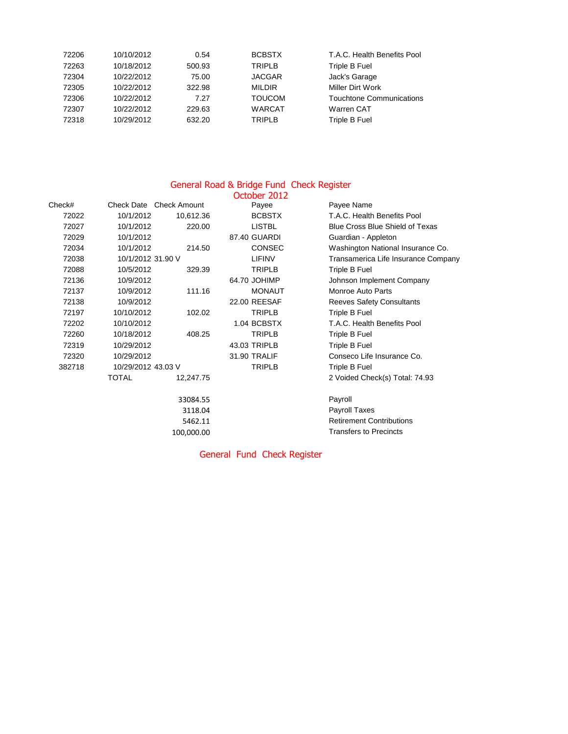| | | | | |
|---|---|---|---|---|
| 72206 | 10/10/2012 | 0.54 | BCBSTX | T.A.C. Health Benefits Pool |
| 72263 | 10/18/2012 | 500.93 | TRIPLB | Triple B Fuel |
| 72304 | 10/22/2012 | 75.00 | JACGAR | Jack's Garage |
| 72305 | 10/22/2012 | 322.98 | MILDIR | Miller Dirt Work |
| 72306 | 10/22/2012 | 7.27 | TOUCOM | Touchtone Communications |
| 72307 | 10/22/2012 | 229.63 | WARCAT | Warren CAT |
| 72318 | 10/29/2012 | 632.20 | TRIPLB | Triple B Fuel |

## General Road & Bridge Fund Check Register
### October 2012

| Check# | Check Date | Check Amount | Payee | Payee Name |
|---|---|---|---|---|
| 72022 | 10/1/2012 | 10,612.36 | BCBSTX | T.A.C. Health Benefits Pool |
| 72027 | 10/1/2012 | 220.00 | LISTBL | Blue Cross Blue Shield of Texas |
| 72029 | 10/1/2012 | 87.40 | GUARDI | Guardian - Appleton |
| 72034 | 10/1/2012 | 214.50 | CONSEC | Washington National Insurance Co. |
| 72038 | 10/1/2012 | 31.90 V | LIFINV | Transamerica Life Insurance Company |
| 72088 | 10/5/2012 | 329.39 | TRIPLB | Triple B Fuel |
| 72136 | 10/9/2012 | 64.70 | JOHIMP | Johnson Implement Company |
| 72137 | 10/9/2012 | 111.16 | MONAUT | Monroe Auto Parts |
| 72138 | 10/9/2012 | 22.00 | REESAF | Reeves Safety Consultants |
| 72197 | 10/10/2012 | 102.02 | TRIPLB | Triple B Fuel |
| 72202 | 10/10/2012 | 1.04 | BCBSTX | T.A.C. Health Benefits Pool |
| 72260 | 10/18/2012 | 408.25 | TRIPLB | Triple B Fuel |
| 72319 | 10/29/2012 | 43.03 | TRIPLB | Triple B Fuel |
| 72320 | 10/29/2012 | 31.90 | TRALIF | Conseco Life Insurance Co. |
| 382718 | 10/29/2012 | 43.03 V | TRIPLB | Triple B Fuel |
| | TOTAL | 12,247.75 | | 2 Voided Check(s) Total: 74.93 |
| | | 33084.55 | | Payroll |
| | | 3118.04 | | Payroll Taxes |
| | | 5462.11 | | Retirement Contributions |
| | | 100,000.00 | | Transfers to Precincts |

## General Fund Check Register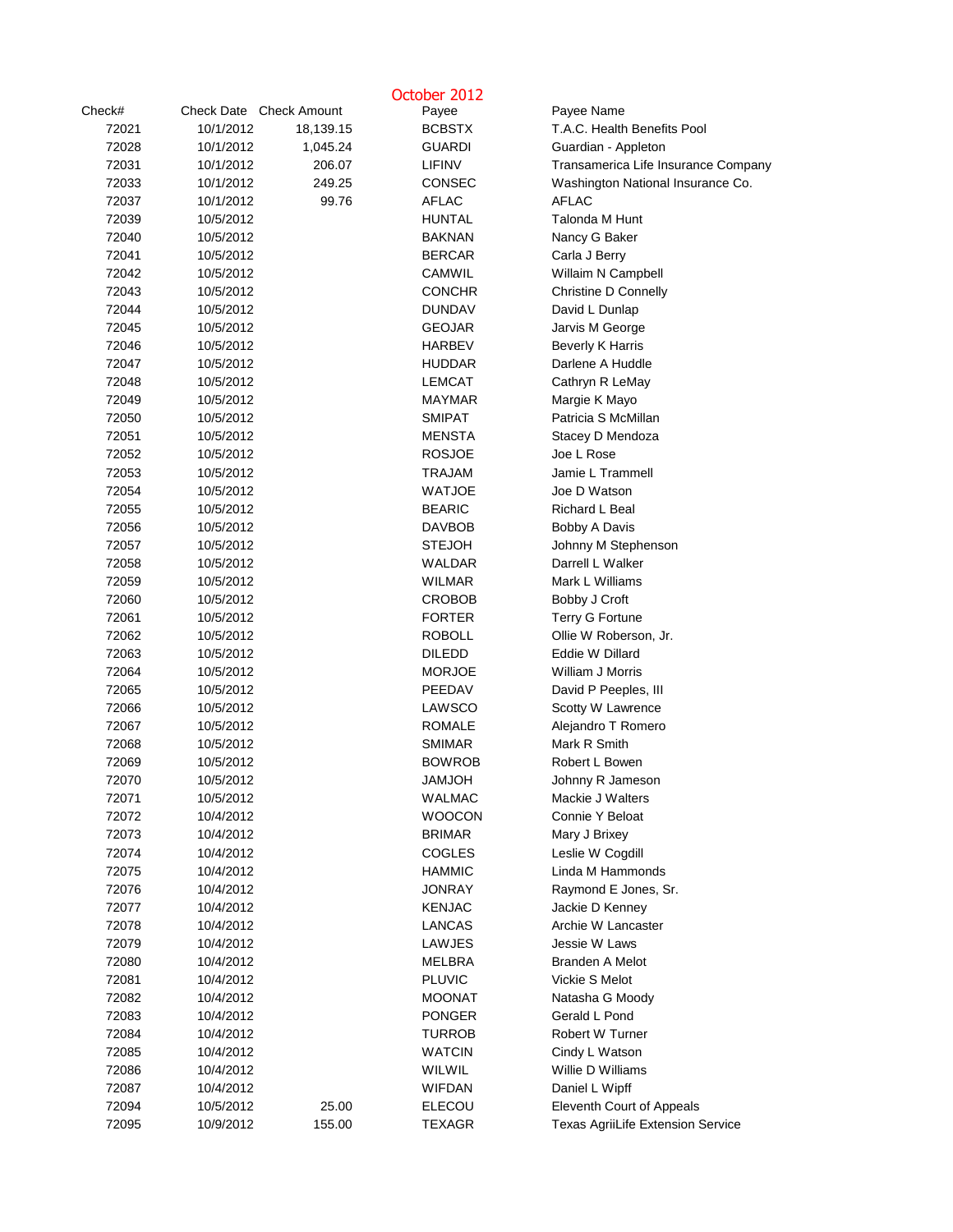# October 2012

| Check# | Check Date | Check Amount | Payee | Payee Name |
|---|---|---|---|---|
| 72021 | 10/1/2012 | 18,139.15 | BCBSTX | T.A.C. Health Benefits Pool |
| 72028 | 10/1/2012 | 1,045.24 | GUARDI | Guardian - Appleton |
| 72031 | 10/1/2012 | 206.07 | LIFINV | Transamerica Life Insurance Company |
| 72033 | 10/1/2012 | 249.25 | CONSEC | Washington National Insurance Co. |
| 72037 | 10/1/2012 | 99.76 | AFLAC | AFLAC |
| 72039 | 10/5/2012 | | HUNTAL | Talonda M Hunt |
| 72040 | 10/5/2012 | | BAKNAN | Nancy G Baker |
| 72041 | 10/5/2012 | | BERCAR | Carla J Berry |
| 72042 | 10/5/2012 | | CAMWIL | Willaim N Campbell |
| 72043 | 10/5/2012 | | CONCHR | Christine D Connelly |
| 72044 | 10/5/2012 | | DUNDAV | David L Dunlap |
| 72045 | 10/5/2012 | | GEOJAR | Jarvis M George |
| 72046 | 10/5/2012 | | HARBEV | Beverly K Harris |
| 72047 | 10/5/2012 | | HUDDAR | Darlene A Huddle |
| 72048 | 10/5/2012 | | LEMCAT | Cathryn R LeMay |
| 72049 | 10/5/2012 | | MAYMAR | Margie K Mayo |
| 72050 | 10/5/2012 | | SMIPAT | Patricia S McMillan |
| 72051 | 10/5/2012 | | MENSTA | Stacey D Mendoza |
| 72052 | 10/5/2012 | | ROSJOE | Joe L Rose |
| 72053 | 10/5/2012 | | TRAJAM | Jamie L Trammell |
| 72054 | 10/5/2012 | | WATJOE | Joe D Watson |
| 72055 | 10/5/2012 | | BEARIC | Richard L Beal |
| 72056 | 10/5/2012 | | DAVBOB | Bobby A Davis |
| 72057 | 10/5/2012 | | STEJOH | Johnny M Stephenson |
| 72058 | 10/5/2012 | | WALDAR | Darrell L Walker |
| 72059 | 10/5/2012 | | WILMAR | Mark L Williams |
| 72060 | 10/5/2012 | | CROBOB | Bobby J Croft |
| 72061 | 10/5/2012 | | FORTER | Terry G Fortune |
| 72062 | 10/5/2012 | | ROBOLL | Ollie W Roberson, Jr. |
| 72063 | 10/5/2012 | | DILEDD | Eddie W Dillard |
| 72064 | 10/5/2012 | | MORJOE | William J Morris |
| 72065 | 10/5/2012 | | PEEDAV | David P Peeples, III |
| 72066 | 10/5/2012 | | LAWSCO | Scotty W Lawrence |
| 72067 | 10/5/2012 | | ROMALE | Alejandro T Romero |
| 72068 | 10/5/2012 | | SMIMAR | Mark R Smith |
| 72069 | 10/5/2012 | | BOWROB | Robert L Bowen |
| 72070 | 10/5/2012 | | JAMJOH | Johnny R Jameson |
| 72071 | 10/5/2012 | | WALMAC | Mackie J Walters |
| 72072 | 10/4/2012 | | WOOCON | Connie Y Beloat |
| 72073 | 10/4/2012 | | BRIMAR | Mary J Brixey |
| 72074 | 10/4/2012 | | COGLES | Leslie W Cogdill |
| 72075 | 10/4/2012 | | HAMMIC | Linda M Hammonds |
| 72076 | 10/4/2012 | | JONRAY | Raymond E Jones, Sr. |
| 72077 | 10/4/2012 | | KENJAC | Jackie D Kenney |
| 72078 | 10/4/2012 | | LANCAS | Archie W Lancaster |
| 72079 | 10/4/2012 | | LAWJES | Jessie W Laws |
| 72080 | 10/4/2012 | | MELBRA | Branden A Melot |
| 72081 | 10/4/2012 | | PLUVIC | Vickie S Melot |
| 72082 | 10/4/2012 | | MOONAT | Natasha G Moody |
| 72083 | 10/4/2012 | | PONGER | Gerald L Pond |
| 72084 | 10/4/2012 | | TURROB | Robert W Turner |
| 72085 | 10/4/2012 | | WATCIN | Cindy L Watson |
| 72086 | 10/4/2012 | | WILWIL | Willie D Williams |
| 72087 | 10/4/2012 | | WIFDAN | Daniel L Wipff |
| 72094 | 10/5/2012 | 25.00 | ELECOU | Eleventh Court of Appeals |
| 72095 | 10/9/2012 | 155.00 | TEXAGR | Texas AgriiLife Extension Service |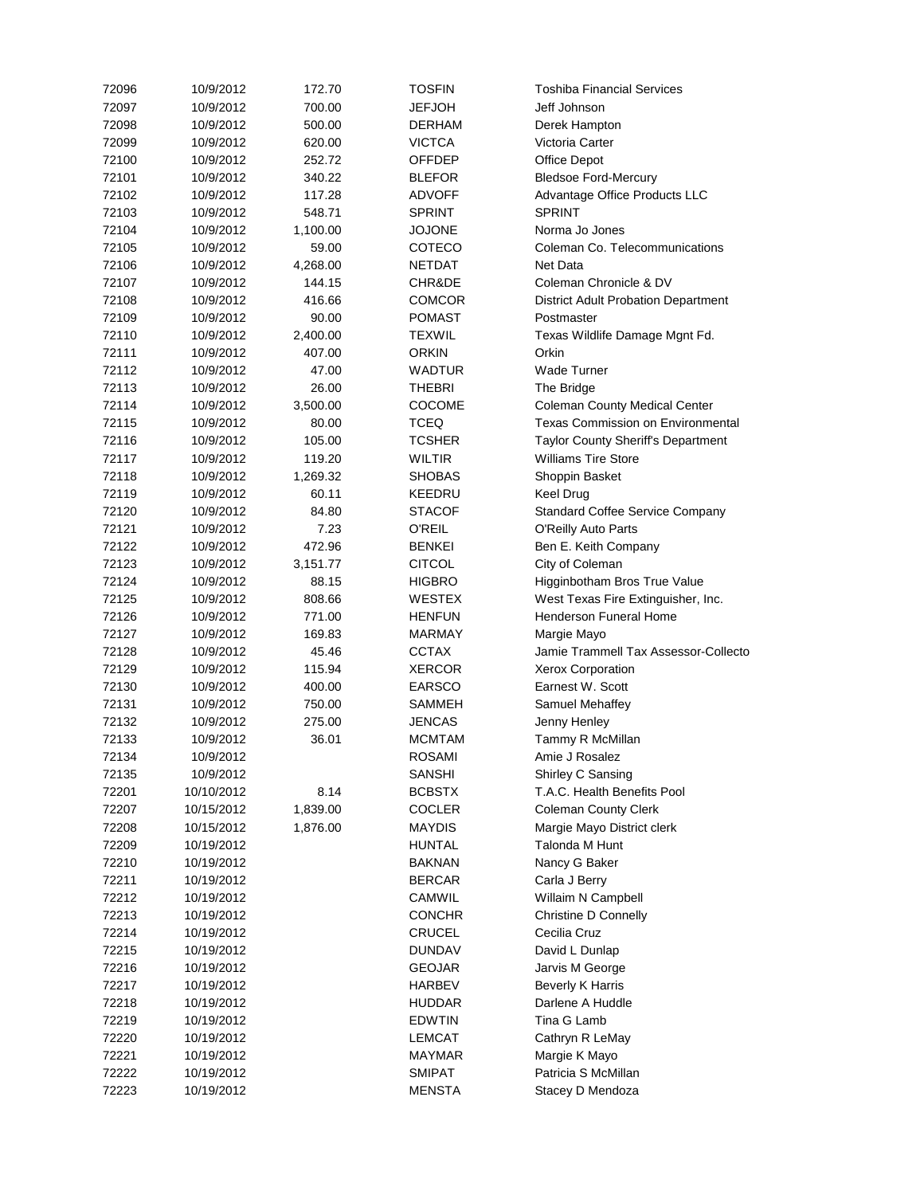| | | | | |
|---|---|---|---|---|
| 72096 | 10/9/2012 | 172.70 | TOSFIN | Toshiba Financial Services |
| 72097 | 10/9/2012 | 700.00 | JEFJOH | Jeff Johnson |
| 72098 | 10/9/2012 | 500.00 | DERHAM | Derek Hampton |
| 72099 | 10/9/2012 | 620.00 | VICTCA | Victoria Carter |
| 72100 | 10/9/2012 | 252.72 | OFFDEP | Office Depot |
| 72101 | 10/9/2012 | 340.22 | BLEFOR | Bledsoe Ford-Mercury |
| 72102 | 10/9/2012 | 117.28 | ADVOFF | Advantage Office Products LLC |
| 72103 | 10/9/2012 | 548.71 | SPRINT | SPRINT |
| 72104 | 10/9/2012 | 1,100.00 | JOJONE | Norma Jo Jones |
| 72105 | 10/9/2012 | 59.00 | COTECO | Coleman Co. Telecommunications |
| 72106 | 10/9/2012 | 4,268.00 | NETDAT | Net Data |
| 72107 | 10/9/2012 | 144.15 | CHR&DE | Coleman Chronicle & DV |
| 72108 | 10/9/2012 | 416.66 | COMCOR | District Adult Probation Department |
| 72109 | 10/9/2012 | 90.00 | POMAST | Postmaster |
| 72110 | 10/9/2012 | 2,400.00 | TEXWIL | Texas Wildlife Damage Mgnt Fd. |
| 72111 | 10/9/2012 | 407.00 | ORKIN | Orkin |
| 72112 | 10/9/2012 | 47.00 | WADTUR | Wade Turner |
| 72113 | 10/9/2012 | 26.00 | THEBRI | The Bridge |
| 72114 | 10/9/2012 | 3,500.00 | COCOME | Coleman County Medical Center |
| 72115 | 10/9/2012 | 80.00 | TCEQ | Texas Commission on Environmental |
| 72116 | 10/9/2012 | 105.00 | TCSHER | Taylor County Sheriff's Department |
| 72117 | 10/9/2012 | 119.20 | WILTIR | Williams Tire Store |
| 72118 | 10/9/2012 | 1,269.32 | SHOBAS | Shoppin Basket |
| 72119 | 10/9/2012 | 60.11 | KEEDRU | Keel Drug |
| 72120 | 10/9/2012 | 84.80 | STACOF | Standard Coffee Service Company |
| 72121 | 10/9/2012 | 7.23 | O'REIL | O'Reilly Auto Parts |
| 72122 | 10/9/2012 | 472.96 | BENKEI | Ben E. Keith Company |
| 72123 | 10/9/2012 | 3,151.77 | CITCOL | City of Coleman |
| 72124 | 10/9/2012 | 88.15 | HIGBRO | Higginbotham Bros True Value |
| 72125 | 10/9/2012 | 808.66 | WESTEX | West Texas Fire Extinguisher, Inc. |
| 72126 | 10/9/2012 | 771.00 | HENFUN | Henderson Funeral Home |
| 72127 | 10/9/2012 | 169.83 | MARMAY | Margie Mayo |
| 72128 | 10/9/2012 | 45.46 | CCTAX | Jamie Trammell Tax Assessor-Collecto |
| 72129 | 10/9/2012 | 115.94 | XERCOR | Xerox Corporation |
| 72130 | 10/9/2012 | 400.00 | EARSCO | Earnest W. Scott |
| 72131 | 10/9/2012 | 750.00 | SAMMEH | Samuel Mehaffey |
| 72132 | 10/9/2012 | 275.00 | JENCAS | Jenny Henley |
| 72133 | 10/9/2012 | 36.01 | MCMTAM | Tammy R McMillan |
| 72134 | 10/9/2012 | | ROSAMI | Amie J Rosalez |
| 72135 | 10/9/2012 | | SANSHI | Shirley C Sansing |
| 72201 | 10/10/2012 | 8.14 | BCBSTX | T.A.C. Health Benefits Pool |
| 72207 | 10/15/2012 | 1,839.00 | COCLER | Coleman County Clerk |
| 72208 | 10/15/2012 | 1,876.00 | MAYDIS | Margie Mayo District clerk |
| 72209 | 10/19/2012 | | HUNTAL | Talonda M Hunt |
| 72210 | 10/19/2012 | | BAKNAN | Nancy G Baker |
| 72211 | 10/19/2012 | | BERCAR | Carla J Berry |
| 72212 | 10/19/2012 | | CAMWIL | Willaim N Campbell |
| 72213 | 10/19/2012 | | CONCHR | Christine D Connelly |
| 72214 | 10/19/2012 | | CRUCEL | Cecilia Cruz |
| 72215 | 10/19/2012 | | DUNDAV | David L Dunlap |
| 72216 | 10/19/2012 | | GEOJAR | Jarvis M George |
| 72217 | 10/19/2012 | | HARBEV | Beverly K Harris |
| 72218 | 10/19/2012 | | HUDDAR | Darlene A Huddle |
| 72219 | 10/19/2012 | | EDWTIN | Tina G Lamb |
| 72220 | 10/19/2012 | | LEMCAT | Cathryn R LeMay |
| 72221 | 10/19/2012 | | MAYMAR | Margie K Mayo |
| 72222 | 10/19/2012 | | SMIPAT | Patricia S McMillan |
| 72223 | 10/19/2012 | | MENSTA | Stacey D Mendoza |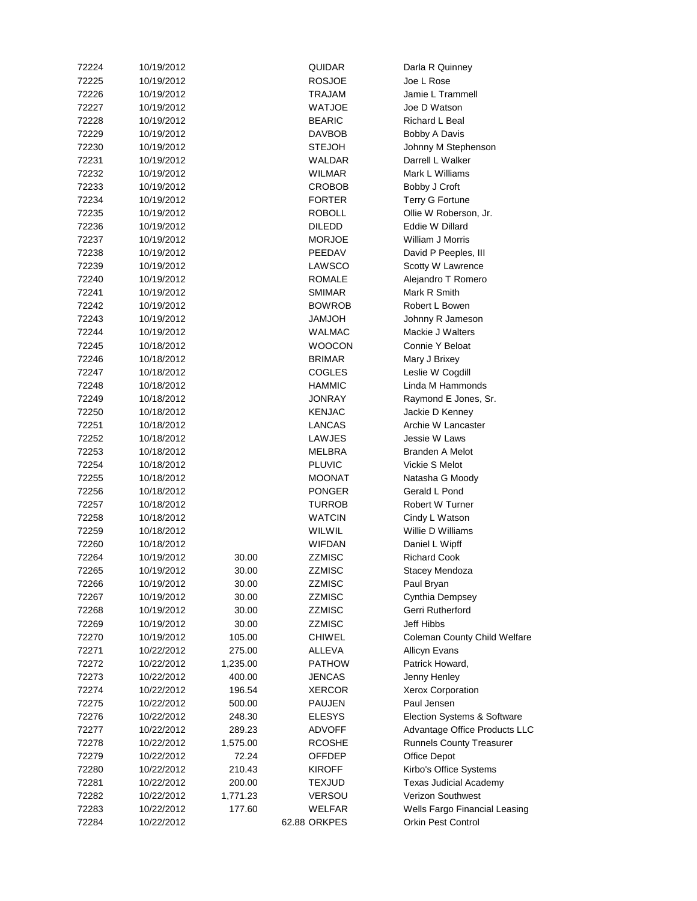| | | | | |
|---|---|---|---|---|
| 72224 | 10/19/2012 | | QUIDAR | Darla R Quinney |
| 72225 | 10/19/2012 | | ROSJOE | Joe L Rose |
| 72226 | 10/19/2012 | | TRAJAM | Jamie L Trammell |
| 72227 | 10/19/2012 | | WATJOE | Joe D Watson |
| 72228 | 10/19/2012 | | BEARIC | Richard L Beal |
| 72229 | 10/19/2012 | | DAVBOB | Bobby A Davis |
| 72230 | 10/19/2012 | | STEJOH | Johnny M Stephenson |
| 72231 | 10/19/2012 | | WALDAR | Darrell L Walker |
| 72232 | 10/19/2012 | | WILMAR | Mark L Williams |
| 72233 | 10/19/2012 | | CROBOB | Bobby J Croft |
| 72234 | 10/19/2012 | | FORTER | Terry G Fortune |
| 72235 | 10/19/2012 | | ROBOLL | Ollie W Roberson, Jr. |
| 72236 | 10/19/2012 | | DILEDD | Eddie W Dillard |
| 72237 | 10/19/2012 | | MORJOE | William J Morris |
| 72238 | 10/19/2012 | | PEEDAV | David P Peeples, III |
| 72239 | 10/19/2012 | | LAWSCO | Scotty W Lawrence |
| 72240 | 10/19/2012 | | ROMALE | Alejandro T Romero |
| 72241 | 10/19/2012 | | SMIMAR | Mark R Smith |
| 72242 | 10/19/2012 | | BOWROB | Robert L Bowen |
| 72243 | 10/19/2012 | | JAMJOH | Johnny R Jameson |
| 72244 | 10/19/2012 | | WALMAC | Mackie J Walters |
| 72245 | 10/18/2012 | | WOOCON | Connie Y Beloat |
| 72246 | 10/18/2012 | | BRIMAR | Mary J Brixey |
| 72247 | 10/18/2012 | | COGLES | Leslie W Cogdill |
| 72248 | 10/18/2012 | | HAMMIC | Linda M Hammonds |
| 72249 | 10/18/2012 | | JONRAY | Raymond E Jones, Sr. |
| 72250 | 10/18/2012 | | KENJAC | Jackie D Kenney |
| 72251 | 10/18/2012 | | LANCAS | Archie W Lancaster |
| 72252 | 10/18/2012 | | LAWJES | Jessie W Laws |
| 72253 | 10/18/2012 | | MELBRA | Branden A Melot |
| 72254 | 10/18/2012 | | PLUVIC | Vickie S Melot |
| 72255 | 10/18/2012 | | MOONAT | Natasha G Moody |
| 72256 | 10/18/2012 | | PONGER | Gerald L Pond |
| 72257 | 10/18/2012 | | TURROB | Robert W Turner |
| 72258 | 10/18/2012 | | WATCIN | Cindy L Watson |
| 72259 | 10/18/2012 | | WILWIL | Willie D Williams |
| 72260 | 10/18/2012 | | WIFDAN | Daniel L Wipff |
| 72264 | 10/19/2012 | 30.00 | ZZMISC | Richard Cook |
| 72265 | 10/19/2012 | 30.00 | ZZMISC | Stacey Mendoza |
| 72266 | 10/19/2012 | 30.00 | ZZMISC | Paul Bryan |
| 72267 | 10/19/2012 | 30.00 | ZZMISC | Cynthia Dempsey |
| 72268 | 10/19/2012 | 30.00 | ZZMISC | Gerri Rutherford |
| 72269 | 10/19/2012 | 30.00 | ZZMISC | Jeff Hibbs |
| 72270 | 10/19/2012 | 105.00 | CHIWEL | Coleman County Child Welfare |
| 72271 | 10/22/2012 | 275.00 | ALLEVA | Allicyn Evans |
| 72272 | 10/22/2012 | 1,235.00 | PATHOW | Patrick Howard, |
| 72273 | 10/22/2012 | 400.00 | JENCAS | Jenny Henley |
| 72274 | 10/22/2012 | 196.54 | XERCOR | Xerox Corporation |
| 72275 | 10/22/2012 | 500.00 | PAUJEN | Paul Jensen |
| 72276 | 10/22/2012 | 248.30 | ELESYS | Election Systems & Software |
| 72277 | 10/22/2012 | 289.23 | ADVOFF | Advantage Office Products LLC |
| 72278 | 10/22/2012 | 1,575.00 | RCOSHE | Runnels County Treasurer |
| 72279 | 10/22/2012 | 72.24 | OFFDEP | Office Depot |
| 72280 | 10/22/2012 | 210.43 | KIROFF | Kirbo's Office Systems |
| 72281 | 10/22/2012 | 200.00 | TEXJUD | Texas Judicial Academy |
| 72282 | 10/22/2012 | 1,771.23 | VERSOU | Verizon Southwest |
| 72283 | 10/22/2012 | 177.60 | WELFAR | Wells Fargo Financial Leasing |
| 72284 | 10/22/2012 | 62.88 | ORKPES | Orkin Pest Control |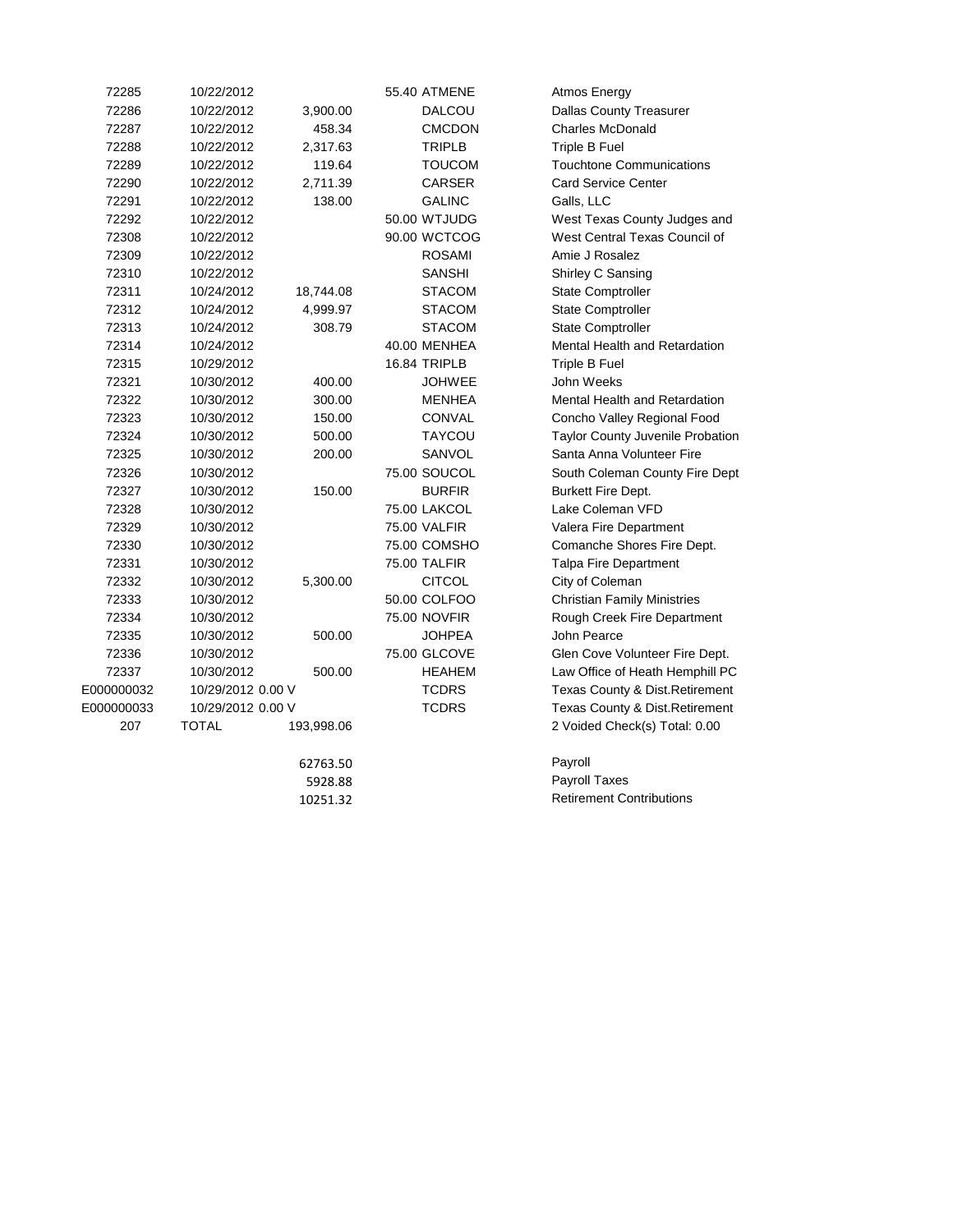| | | | | | |
|---|---|---|---|---|---|
| 72285 | 10/22/2012 | | 55.40 | ATMENE | Atmos Energy |
| 72286 | 10/22/2012 | 3,900.00 | | DALCOU | Dallas County Treasurer |
| 72287 | 10/22/2012 | 458.34 | | CMCDON | Charles McDonald |
| 72288 | 10/22/2012 | 2,317.63 | | TRIPLB | Triple B Fuel |
| 72289 | 10/22/2012 | 119.64 | | TOUCOM | Touchtone Communications |
| 72290 | 10/22/2012 | 2,711.39 | | CARSER | Card Service Center |
| 72291 | 10/22/2012 | 138.00 | | GALINC | Galls, LLC |
| 72292 | 10/22/2012 | | 50.00 | WTJUDG | West Texas County Judges and |
| 72308 | 10/22/2012 | | 90.00 | WCTCOG | West Central Texas Council of |
| 72309 | 10/22/2012 | | | ROSAMI | Amie J Rosalez |
| 72310 | 10/22/2012 | | | SANSHI | Shirley C Sansing |
| 72311 | 10/24/2012 | 18,744.08 | | STACOM | State Comptroller |
| 72312 | 10/24/2012 | 4,999.97 | | STACOM | State Comptroller |
| 72313 | 10/24/2012 | 308.79 | | STACOM | State Comptroller |
| 72314 | 10/24/2012 | | 40.00 | MENHEA | Mental Health and Retardation |
| 72315 | 10/29/2012 | | 16.84 | TRIPLB | Triple B Fuel |
| 72321 | 10/30/2012 | 400.00 | | JOHWEE | John Weeks |
| 72322 | 10/30/2012 | 300.00 | | MENHEA | Mental Health and Retardation |
| 72323 | 10/30/2012 | 150.00 | | CONVAL | Concho Valley Regional Food |
| 72324 | 10/30/2012 | 500.00 | | TAYCOU | Taylor County Juvenile Probation |
| 72325 | 10/30/2012 | 200.00 | | SANVOL | Santa Anna Volunteer Fire |
| 72326 | 10/30/2012 | | 75.00 | SOUCOL | South Coleman County Fire Dept |
| 72327 | 10/30/2012 | 150.00 | | BURFIR | Burkett Fire Dept. |
| 72328 | 10/30/2012 | | 75.00 | LAKCOL | Lake Coleman VFD |
| 72329 | 10/30/2012 | | 75.00 | VALFIR | Valera Fire Department |
| 72330 | 10/30/2012 | | 75.00 | COMSHO | Comanche Shores Fire Dept. |
| 72331 | 10/30/2012 | | 75.00 | TALFIR | Talpa Fire Department |
| 72332 | 10/30/2012 | 5,300.00 | | CITCOL | City of Coleman |
| 72333 | 10/30/2012 | | 50.00 | COLFOO | Christian Family Ministries |
| 72334 | 10/30/2012 | | 75.00 | NOVFIR | Rough Creek Fire Department |
| 72335 | 10/30/2012 | 500.00 | | JOHPEA | John Pearce |
| 72336 | 10/30/2012 | | 75.00 | GLCOVE | Glen Cove Volunteer Fire Dept. |
| 72337 | 10/30/2012 | 500.00 | | HEAHEM | Law Office of Heath Hemphill PC |
| E000000032 | 10/29/2012 0.00 V | | | TCDRS | Texas County & Dist.Retirement |
| E000000033 | 10/29/2012 0.00 V | | | TCDRS | Texas County & Dist.Retirement |
| 207 | TOTAL | 193,998.06 | | | 2 Voided Check(s) Total: 0.00 |

| | |
|---|---|
| 62763.50 | Payroll |
| 5928.88 | Payroll Taxes |
| 10251.32 | Retirement Contributions |